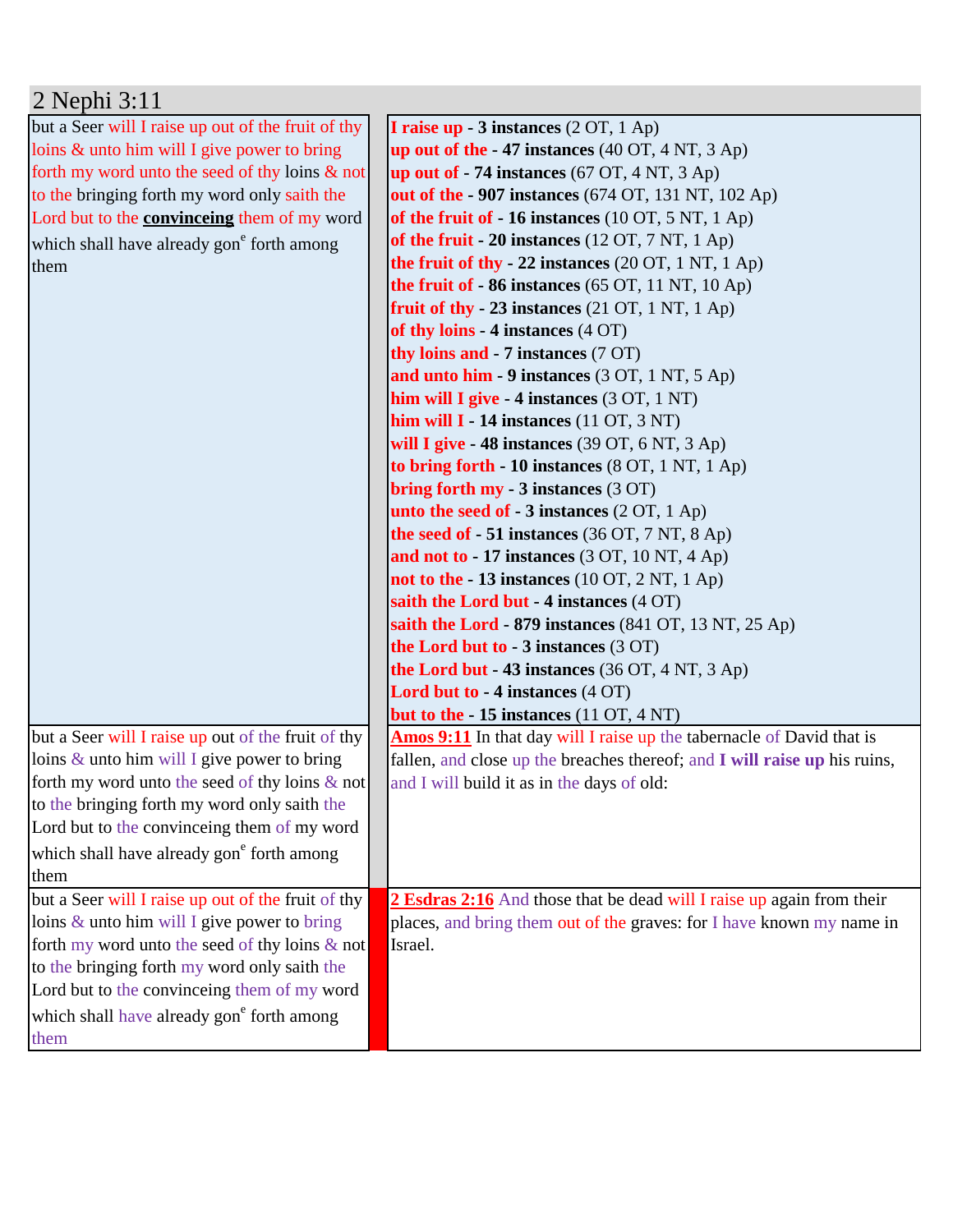# 2 Nephi 3:11

| | |
|---|---|
| but a Seer will I raise up out of the fruit of thy loins & unto him will I give power to bring forth my word unto the seed of thy loins & not to the bringing forth my word only saith the Lord but to the **convinceing** them of my word which shall have already gon[e] forth among them | **I raise up - 3 instances** (2 OT, 1 Ap)<br>**up out of the - 47 instances** (40 OT, 4 NT, 3 Ap)<br>**up out of - 74 instances** (67 OT, 4 NT, 3 Ap)<br>**out of the - 907 instances** (674 OT, 131 NT, 102 Ap)<br>**of the fruit of - 16 instances** (10 OT, 5 NT, 1 Ap)<br>**of the fruit - 20 instances** (12 OT, 7 NT, 1 Ap)<br>**the fruit of thy - 22 instances** (20 OT, 1 NT, 1 Ap)<br>**the fruit of - 86 instances** (65 OT, 11 NT, 10 Ap)<br>**fruit of thy - 23 instances** (21 OT, 1 NT, 1 Ap)<br>**of thy loins - 4 instances** (4 OT)<br>**thy loins and - 7 instances** (7 OT)<br>**and unto him - 9 instances** (3 OT, 1 NT, 5 Ap)<br>**him will I give - 4 instances** (3 OT, 1 NT)<br>**him will I - 14 instances** (11 OT, 3 NT)<br>**will I give - 48 instances** (39 OT, 6 NT, 3 Ap)<br>**to bring forth - 10 instances** (8 OT, 1 NT, 1 Ap)<br>**bring forth my - 3 instances** (3 OT)<br>**unto the seed of - 3 instances** (2 OT, 1 Ap)<br>**the seed of - 51 instances** (36 OT, 7 NT, 8 Ap)<br>**and not to - 17 instances** (3 OT, 10 NT, 4 Ap)<br>**not to the - 13 instances** (10 OT, 2 NT, 1 Ap)<br>**saith the Lord but - 4 instances** (4 OT)<br>**saith the Lord - 879 instances** (841 OT, 13 NT, 25 Ap)<br>**the Lord but to - 3 instances** (3 OT)<br>**the Lord but - 43 instances** (36 OT, 4 NT, 3 Ap)<br>**Lord but to - 4 instances** (4 OT)<br>**but to the - 15 instances** (11 OT, 4 NT) |
| but a Seer will I raise up out of the fruit of thy loins & unto him will I give power to bring forth my word unto the seed of thy loins & not to the bringing forth my word only saith the Lord but to the convinceing them of my word which shall have already gon[e] forth among them | **Amos 9:11** In that day will I raise up the tabernacle of David that is fallen, and close up the breaches thereof; and **I will raise up** his ruins, and I will build it as in the days of old: |
| but a Seer will I raise up out of the fruit of thy loins & unto him will I give power to bring forth my word unto the seed of thy loins & not to the bringing forth my word only saith the Lord but to the convinceing them of my word which shall have already gon[e] forth among them | **2 Esdras 2:16** And those that be dead will I raise up again from their places, and bring them out of the graves: for I have known my name in Israel. |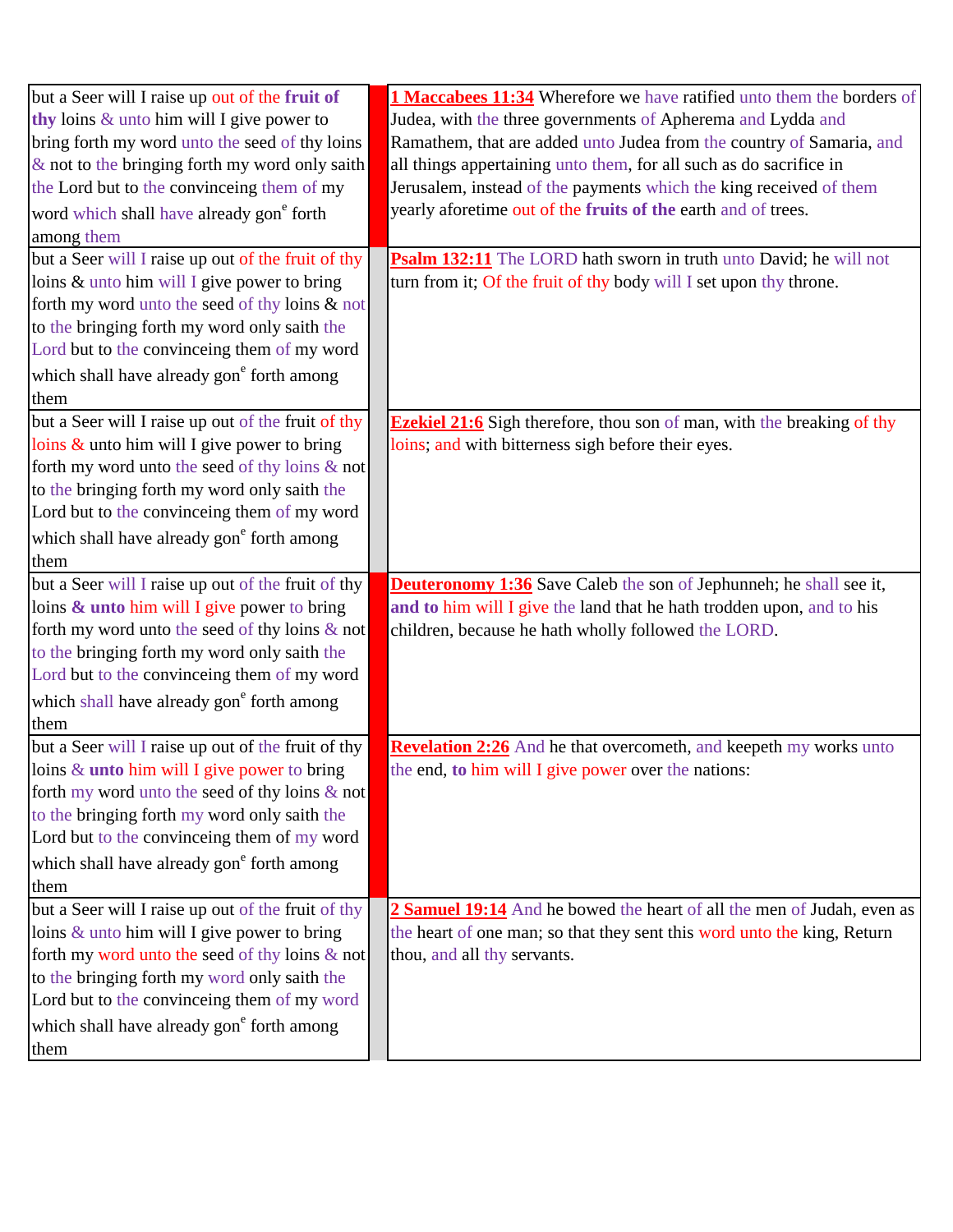| but a Seer will I raise up out of the fruit of thy loins & unto him will I give power to bring forth my word unto the seed of thy loins & not to the bringing forth my word only saith the Lord but to the convinceing them of my word which shall have already gon[e] forth among them | | **1 Maccabees 11:34** Wherefore we have ratified unto them the borders of Judea, with the three governments of Apherema and Lydda and Ramathem, that are added unto Judea from the country of Samaria, and all things appertaining unto them, for all such as do sacrifice in Jerusalem, instead of the payments which the king received of them yearly aforetime out of the **fruits of the** earth and of trees. |
|---|---|---|
| but a Seer will I raise up out of the fruit of thy loins & unto him will I give power to bring forth my word unto the seed of thy loins & not to the bringing forth my word only saith the Lord but to the convinceing them of my word which shall have already gon[e] forth among them | | **Psalm 132:11** The LORD hath sworn in truth unto David; he will not turn from it; Of the fruit of thy body will I set upon thy throne. |
| but a Seer will I raise up out of the fruit of thy loins & unto him will I give power to bring forth my word unto the seed of thy loins & not to the bringing forth my word only saith the Lord but to the convinceing them of my word which shall have already gon[e] forth among them | | **Ezekiel 21:6** Sigh therefore, thou son of man, with the breaking of thy loins; and with bitterness sigh before their eyes. |
| but a Seer will I raise up out of the fruit of thy loins **& unto** him will I give power to bring forth my word unto the seed of thy loins & not to the bringing forth my word only saith the Lord but to the convinceing them of my word which shall have already gon[e] forth among them | | **Deuteronomy 1:36** Save Caleb the son of Jephunneh; he shall see it, **and to** him will I give the land that he hath trodden upon, and to his children, because he hath wholly followed the LORD. |
| but a Seer will I raise up out of the fruit of thy loins & **unto** him will I give power to bring forth my word unto the seed of thy loins & not to the bringing forth my word only saith the Lord but to the convinceing them of my word which shall have already gon[e] forth among them | | **Revelation 2:26** And he that overcometh, and keepeth my works unto the end, **to** him will I give power over the nations: |
| but a Seer will I raise up out of the fruit of thy loins & unto him will I give power to bring forth my word unto the seed of thy loins & not to the bringing forth my word only saith the Lord but to the convinceing them of my word which shall have already gon[e] forth among them | | **2 Samuel 19:14** And he bowed the heart of all the men of Judah, even as the heart of one man; so that they sent this word unto the king, Return thou, and all thy servants. |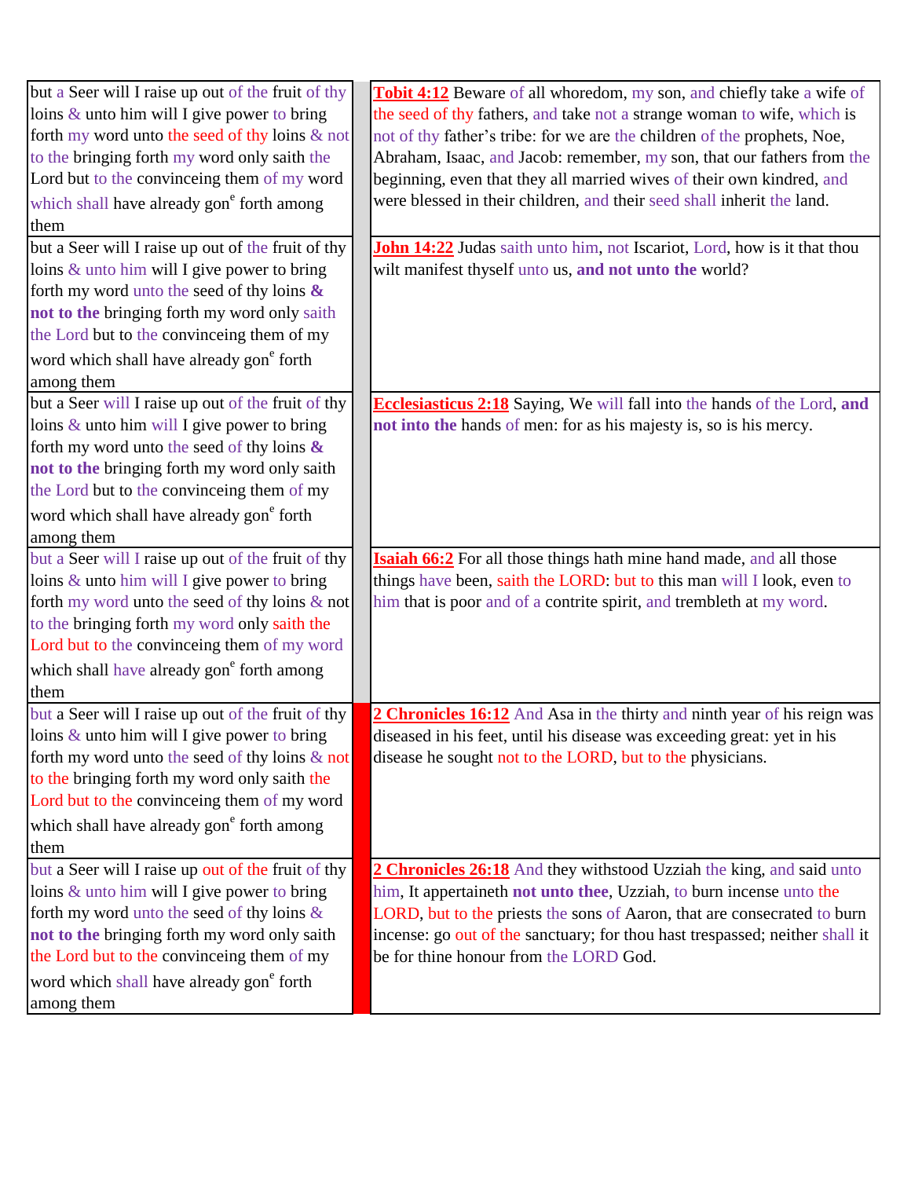| | | |
|---|---|---|
| but a Seer will I raise up out of the fruit of thy loins & unto him will I give power to bring forth my word unto the seed of thy loins & not to the bringing forth my word only saith the Lord but to the convinceing them of my word which shall have already gon[e] forth among them | | **Tobit 4:12** Beware of all whoredom, my son, and chiefly take a wife of the seed of thy fathers, and take not a strange woman to wife, which is not of thy father's tribe: for we are the children of the prophets, Noe, Abraham, Isaac, and Jacob: remember, my son, that our fathers from the beginning, even that they all married wives of their own kindred, and were blessed in their children, and their seed shall inherit the land. |
| but a Seer will I raise up out of the fruit of thy loins & unto him will I give power to bring forth my word unto the seed of thy loins **& not to the** bringing forth my word only saith the Lord but to the convinceing them of my word which shall have already gon[e] forth among them | | **John 14:22** Judas saith unto him, not Iscariot, Lord, how is it that thou wilt manifest thyself unto us, **and not unto the** world? |
| but a Seer will I raise up out of the fruit of thy loins & unto him will I give power to bring forth my word unto the seed of thy loins **& not to the** bringing forth my word only saith the Lord but to the convinceing them of my word which shall have already gon[e] forth among them | | **Ecclesiasticus 2:18** Saying, We will fall into the hands of the Lord, **and not into the** hands of men: for as his majesty is, so is his mercy. |
| but a Seer will I raise up out of the fruit of thy loins & unto him will I give power to bring forth my word unto the seed of thy loins & not to the bringing forth my word only saith the Lord but to the convinceing them of my word which shall have already gon[e] forth among them | | **Isaiah 66:2** For all those things hath mine hand made, and all those things have been, saith the LORD: but to this man will I look, even to him that is poor and of a contrite spirit, and trembleth at my word. |
| but a Seer will I raise up out of the fruit of thy loins & unto him will I give power to bring forth my word unto the seed of thy loins & not to the bringing forth my word only saith the Lord but to the convinceing them of my word which shall have already gon[e] forth among them | | **2 Chronicles 16:12** And Asa in the thirty and ninth year of his reign was diseased in his feet, until his disease was exceeding great: yet in his disease he sought not to the LORD, but to the physicians. |
| but a Seer will I raise up out of the fruit of thy loins & unto him will I give power to bring forth my word unto the seed of thy loins **& not to the** bringing forth my word only saith the Lord but to the convinceing them of my word which shall have already gon[e] forth among them | | **2 Chronicles 26:18** And they withstood Uzziah the king, and said unto him, It appertaineth **not unto thee**, Uzziah, to burn incense unto the LORD, but to the priests the sons of Aaron, that are consecrated to burn incense: go out of the sanctuary; for thou hast trespassed; neither shall it be for thine honour from the LORD God. |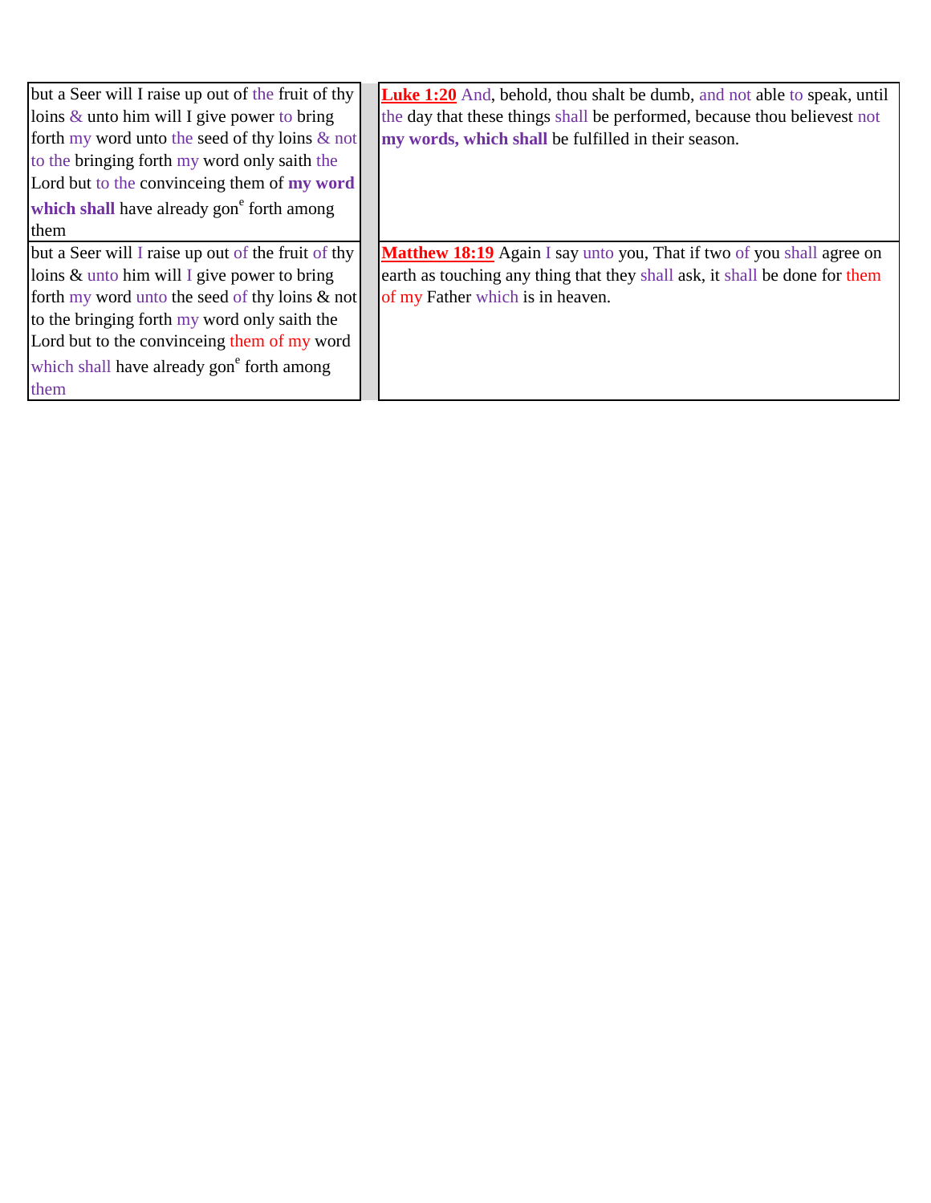| | |
|---|---|
| but a Seer will I raise up out of the fruit of thy loins & unto him will I give power to bring forth my word unto the seed of thy loins & not to the bringing forth my word only saith the Lord but to the convinceing them of **my word which shall** have already gon[e] forth among them | **Luke 1:20** And, behold, thou shalt be dumb, and not able to speak, until the day that these things shall be performed, because thou believest not **my words, which shall** be fulfilled in their season. |
| but a Seer will I raise up out of the fruit of thy loins & unto him will I give power to bring forth my word unto the seed of thy loins & not to the bringing forth my word only saith the Lord but to the convinceing them of my word which shall have already gon[e] forth among them | **Matthew 18:19** Again I say unto you, That if two of you shall agree on earth as touching any thing that they shall ask, it shall be done for them of my Father which is in heaven. |